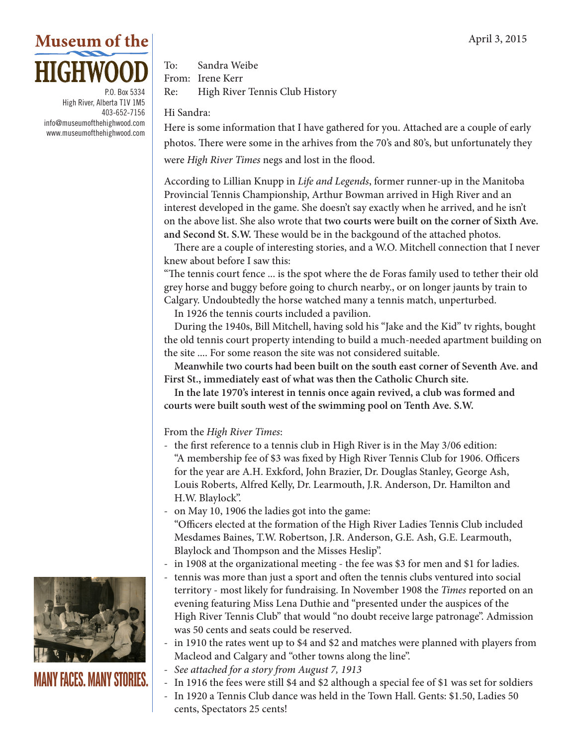**Museum of the HIGHWOOD**

P.O. Box 5334
High River, Alberta T1V 1M5
403-652-7156
info@museumofthehighwood.com
www.museumofthehighwood.com

April 3, 2015

To: Sandra Weibe
From: Irene Kerr
Re: High River Tennis Club History

Hi Sandra:

Here is some information that I have gathered for you. Attached are a couple of early photos. There were some in the arhives from the 70's and 80's, but unfortunately they were *High River Times* negs and lost in the flood.

According to Lillian Knupp in *Life and Legends*, former runner-up in the Manitoba Provincial Tennis Championship, Arthur Bowman arrived in High River and an interest developed in the game. She doesn't say exactly when he arrived, and he isn't on the above list. She also wrote that **two courts were built on the corner of Sixth Ave. and Second St. S.W.** These would be in the backgound of the attached photos.

There are a couple of interesting stories, and a W.O. Mitchell connection that I never knew about before I saw this:

"The tennis court fence ... is the spot where the de Foras family used to tether their old grey horse and buggy before going to church nearby., or on longer jaunts by train to Calgary. Undoubtedly the horse watched many a tennis match, unperturbed.

In 1926 the tennis courts included a pavilion.

During the 1940s, Bill Mitchell, having sold his "Jake and the Kid" tv rights, bought the old tennis court property intending to build a much-needed apartment building on the site .... For some reason the site was not considered suitable.

**Meanwhile two courts had been built on the south east corner of Seventh Ave. and First St., immediately east of what was then the Catholic Church site.**

**In the late 1970's interest in tennis once again revived, a club was formed and courts were built south west of the swimming pool on Tenth Ave. S.W.**

From the *High River Times*:

- the first reference to a tennis club in High River is in the May 3/06 edition: "A membership fee of $3 was fixed by High River Tennis Club for 1906. Officers for the year are A.H. Exkford, John Brazier, Dr. Douglas Stanley, George Ash, Louis Roberts, Alfred Kelly, Dr. Learmouth, J.R. Anderson, Dr. Hamilton and H.W. Blaylock".
- on May 10, 1906 the ladies got into the game: "Officers elected at the formation of the High River Ladies Tennis Club included Mesdames Baines, T.W. Robertson, J.R. Anderson, G.E. Ash, G.E. Learmouth, Blaylock and Thompson and the Misses Heslip".
- in 1908 at the organizational meeting - the fee was $3 for men and $1 for ladies.
- tennis was more than just a sport and often the tennis clubs ventured into social territory - most likely for fundraising. In November 1908 the *Times* reported on an evening featuring Miss Lena Duthie and "presented under the auspices of the High River Tennis Club" that would "no doubt receive large patronage". Admission was 50 cents and seats could be reserved.
- in 1910 the rates went up to $4 and $2 and matches were planned with players from Macleod and Calgary and "other towns along the line".
- *See attached for a story from August 7, 1913*
- In 1916 the fees were still $4 and $2 although a special fee of $1 was set for soldiers
- In 1920 a Tennis Club dance was held in the Town Hall. Gents: $1.50, Ladies 50 cents, Spectators 25 cents!

MANY FACES. MANY STORIES.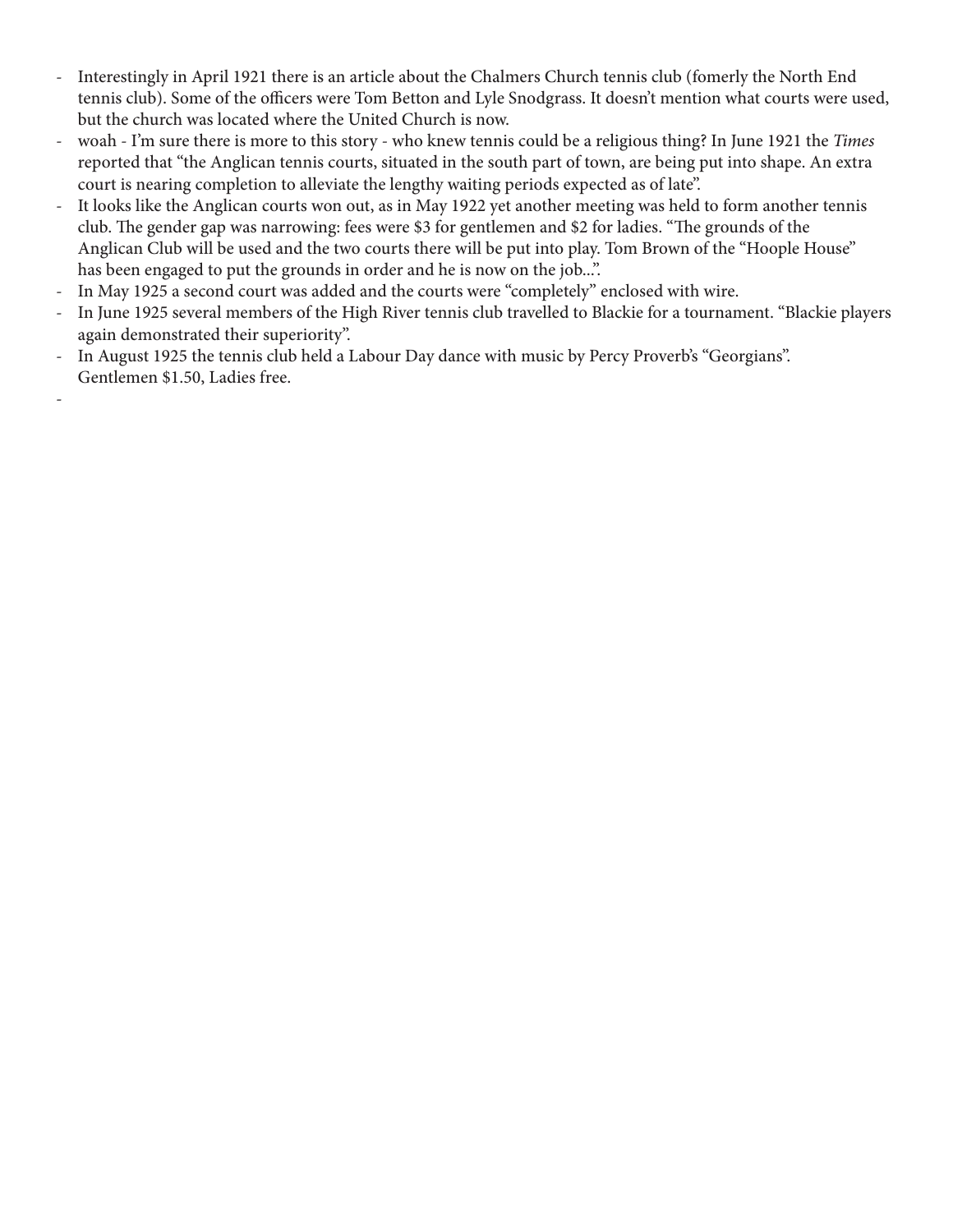- Interestingly in April 1921 there is an article about the Chalmers Church tennis club (fomerly the North End tennis club). Some of the officers were Tom Betton and Lyle Snodgrass. It doesn't mention what courts were used, but the church was located where the United Church is now.
- woah - I'm sure there is more to this story - who knew tennis could be a religious thing? In June 1921 the *Times* reported that "the Anglican tennis courts, situated in the south part of town, are being put into shape. An extra court is nearing completion to alleviate the lengthy waiting periods expected as of late".
- It looks like the Anglican courts won out, as in May 1922 yet another meeting was held to form another tennis club. The gender gap was narrowing: fees were $3 for gentlemen and $2 for ladies. "The grounds of the Anglican Club will be used and the two courts there will be put into play. Tom Brown of the "Hoople House" has been engaged to put the grounds in order and he is now on the job...".
- In May 1925 a second court was added and the courts were "completely" enclosed with wire.
- In June 1925 several members of the High River tennis club travelled to Blackie for a tournament. "Blackie players again demonstrated their superiority".
- In August 1925 the tennis club held a Labour Day dance with music by Percy Proverb's "Georgians". Gentlemen $1.50, Ladies free.
-